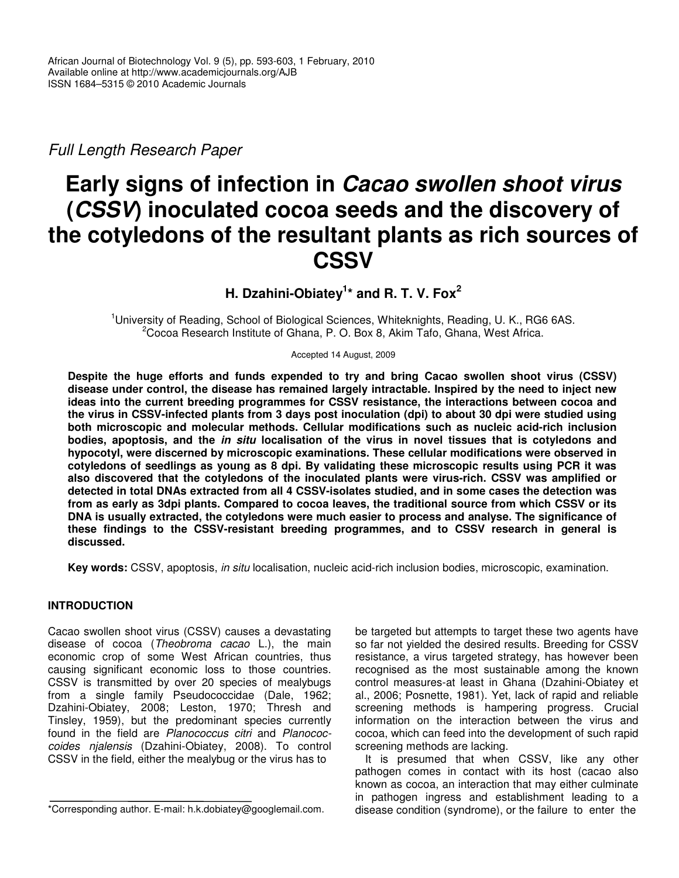African Journal of Biotechnology Vol. 9 (5), pp. 593-603, 1 February, 2010
Available online at http://www.academicjournals.org/AJB
ISSN 1684–5315 © 2010 Academic Journals

*Full Length Research Paper*

# Early signs of infection in *Cacao swollen shoot virus* (*CSSV*) inoculated cocoa seeds and the discovery of the cotyledons of the resultant plants as rich sources of CSSV

**H. Dzahini-Obiatey[1]* and R. T. V. Fox[2]**

[1]University of Reading, School of Biological Sciences, Whiteknights, Reading, U. K., RG6 6AS.
[2]Cocoa Research Institute of Ghana, P. O. Box 8, Akim Tafo, Ghana, West Africa.

Accepted 14 August, 2009

**Despite the huge efforts and funds expended to try and bring Cacao swollen shoot virus (CSSV) disease under control, the disease has remained largely intractable. Inspired by the need to inject new ideas into the current breeding programmes for CSSV resistance, the interactions between cocoa and the virus in CSSV-infected plants from 3 days post inoculation (dpi) to about 30 dpi were studied using both microscopic and molecular methods. Cellular modifications such as nucleic acid-rich inclusion bodies, apoptosis, and the *in situ* localisation of the virus in novel tissues that is cotyledons and hypocotyl, were discerned by microscopic examinations. These cellular modifications were observed in cotyledons of seedlings as young as 8 dpi. By validating these microscopic results using PCR it was also discovered that the cotyledons of the inoculated plants were virus-rich. CSSV was amplified or detected in total DNAs extracted from all 4 CSSV-isolates studied, and in some cases the detection was from as early as 3dpi plants. Compared to cocoa leaves, the traditional source from which CSSV or its DNA is usually extracted, the cotyledons were much easier to process and analyse. The significance of these findings to the CSSV-resistant breeding programmes, and to CSSV research in general is discussed.**

**Key words:** CSSV, apoptosis, *in situ* localisation, nucleic acid-rich inclusion bodies, microscopic, examination.

## INTRODUCTION

Cacao swollen shoot virus (CSSV) causes a devastating disease of cocoa (*Theobroma cacao* L.), the main economic crop of some West African countries, thus causing significant economic loss to those countries. CSSV is transmitted by over 20 species of mealybugs from a single family Pseudococcidae (Dale, 1962; Dzahini-Obiatey, 2008; Leston, 1970; Thresh and Tinsley, 1959), but the predominant species currently found in the field are *Planococcus citri* and *Planococcoides njalensis* (Dzahini-Obiatey, 2008). To control CSSV in the field, either the mealybug or the virus has to be targeted but attempts to target these two agents have so far not yielded the desired results. Breeding for CSSV resistance, a virus targeted strategy, has however been recognised as the most sustainable among the known control measures-at least in Ghana (Dzahini-Obiatey et al., 2006; Posnette, 1981). Yet, lack of rapid and reliable screening methods is hampering progress. Crucial information on the interaction between the virus and cocoa, which can feed into the development of such rapid screening methods are lacking.

It is presumed that when CSSV, like any other pathogen comes in contact with its host (cacao also known as cocoa, an interaction that may either culminate in pathogen ingress and establishment leading to a disease condition (syndrome), or the failure to enter the

*Corresponding author. E-mail: h.k.dobiatey@googlemail.com.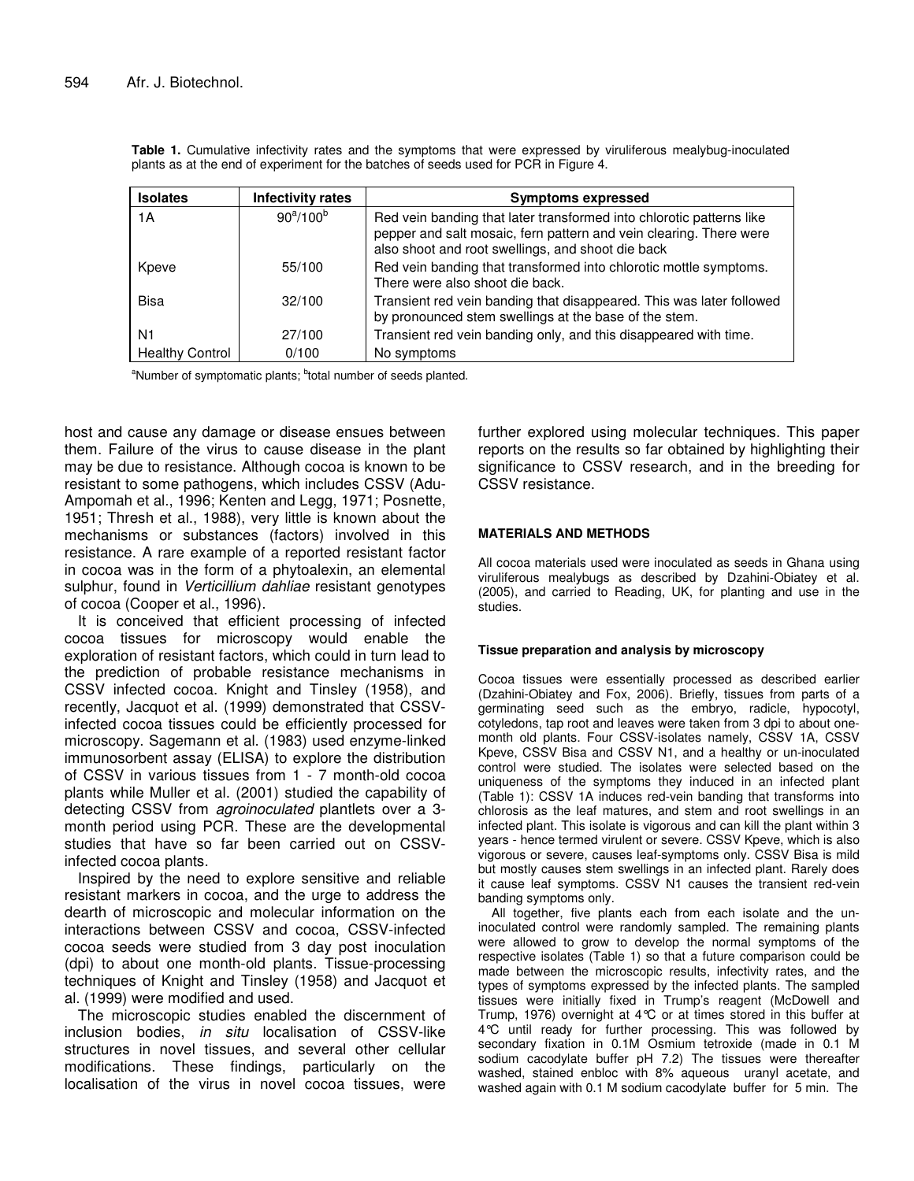**Table 1.** Cumulative infectivity rates and the symptoms that were expressed by viruliferous mealybug-inoculated plants as at the end of experiment for the batches of seeds used for PCR in Figure 4.

| Isolates | Infectivity rates | Symptoms expressed |
|---|---|---|
| 1A | 90[a]/100[b] | Red vein banding that later transformed into chlorotic patterns like pepper and salt mosaic, fern pattern and vein clearing. There were also shoot and root swellings, and shoot die back |
| Kpeve | 55/100 | Red vein banding that transformed into chlorotic mottle symptoms. There were also shoot die back. |
| Bisa | 32/100 | Transient red vein banding that disappeared. This was later followed by pronounced stem swellings at the base of the stem. |
| N1 | 27/100 | Transient red vein banding only, and this disappeared with time. |
| Healthy Control | 0/100 | No symptoms |

[a]Number of symptomatic plants; [b]total number of seeds planted.

host and cause any damage or disease ensues between them. Failure of the virus to cause disease in the plant may be due to resistance. Although cocoa is known to be resistant to some pathogens, which includes CSSV (Adu-Ampomah et al., 1996; Kenten and Legg, 1971; Posnette, 1951; Thresh et al., 1988), very little is known about the mechanisms or substances (factors) involved in this resistance. A rare example of a reported resistant factor in cocoa was in the form of a phytoalexin, an elemental sulphur, found in *Verticillium dahliae* resistant genotypes of cocoa (Cooper et al., 1996).

It is conceived that efficient processing of infected cocoa tissues for microscopy would enable the exploration of resistant factors, which could in turn lead to the prediction of probable resistance mechanisms in CSSV infected cocoa. Knight and Tinsley (1958), and recently, Jacquot et al. (1999) demonstrated that CSSV-infected cocoa tissues could be efficiently processed for microscopy. Sagemann et al. (1983) used enzyme-linked immunosorbent assay (ELISA) to explore the distribution of CSSV in various tissues from 1 - 7 month-old cocoa plants while Muller et al. (2001) studied the capability of detecting CSSV from *agroinoculated* plantlets over a 3-month period using PCR. These are the developmental studies that have so far been carried out on CSSV-infected cocoa plants.

Inspired by the need to explore sensitive and reliable resistant markers in cocoa, and the urge to address the dearth of microscopic and molecular information on the interactions between CSSV and cocoa, CSSV-infected cocoa seeds were studied from 3 day post inoculation (dpi) to about one month-old plants. Tissue-processing techniques of Knight and Tinsley (1958) and Jacquot et al. (1999) were modified and used.

The microscopic studies enabled the discernment of inclusion bodies, *in situ* localisation of CSSV-like structures in novel tissues, and several other cellular modifications. These findings, particularly on the localisation of the virus in novel cocoa tissues, were further explored using molecular techniques. This paper reports on the results so far obtained by highlighting their significance to CSSV research, and in the breeding for CSSV resistance.

## MATERIALS AND METHODS

All cocoa materials used were inoculated as seeds in Ghana using viruliferous mealybugs as described by Dzahini-Obiatey et al. (2005), and carried to Reading, UK, for planting and use in the studies.

### Tissue preparation and analysis by microscopy

Cocoa tissues were essentially processed as described earlier (Dzahini-Obiatey and Fox, 2006). Briefly, tissues from parts of a germinating seed such as the embryo, radicle, hypocotyl, cotyledons, tap root and leaves were taken from 3 dpi to about one-month old plants. Four CSSV-isolates namely, CSSV 1A, CSSV Kpeve, CSSV Bisa and CSSV N1, and a healthy or un-inoculated control were studied. The isolates were selected based on the uniqueness of the symptoms they induced in an infected plant (Table 1): CSSV 1A induces red-vein banding that transforms into chlorosis as the leaf matures, and stem and root swellings in an infected plant. This isolate is vigorous and can kill the plant within 3 years - hence termed virulent or severe. CSSV Kpeve, which is also vigorous or severe, causes leaf-symptoms only. CSSV Bisa is mild but mostly causes stem swellings in an infected plant. Rarely does it cause leaf symptoms. CSSV N1 causes the transient red-vein banding symptoms only.

All together, five plants each from each isolate and the un-inoculated control were randomly sampled. The remaining plants were allowed to grow to develop the normal symptoms of the respective isolates (Table 1) so that a future comparison could be made between the microscopic results, infectivity rates, and the types of symptoms expressed by the infected plants. The sampled tissues were initially fixed in Trump's reagent (McDowell and Trump, 1976) overnight at 4°C or at times stored in this buffer at 4°C until ready for further processing. This was followed by secondary fixation in 0.1M Osmium tetroxide (made in 0.1 M sodium cacodylate buffer pH 7.2) The tissues were thereafter washed, stained enbloc with 8% aqueous uranyl acetate, and washed again with 0.1 M sodium cacodylate buffer for 5 min. The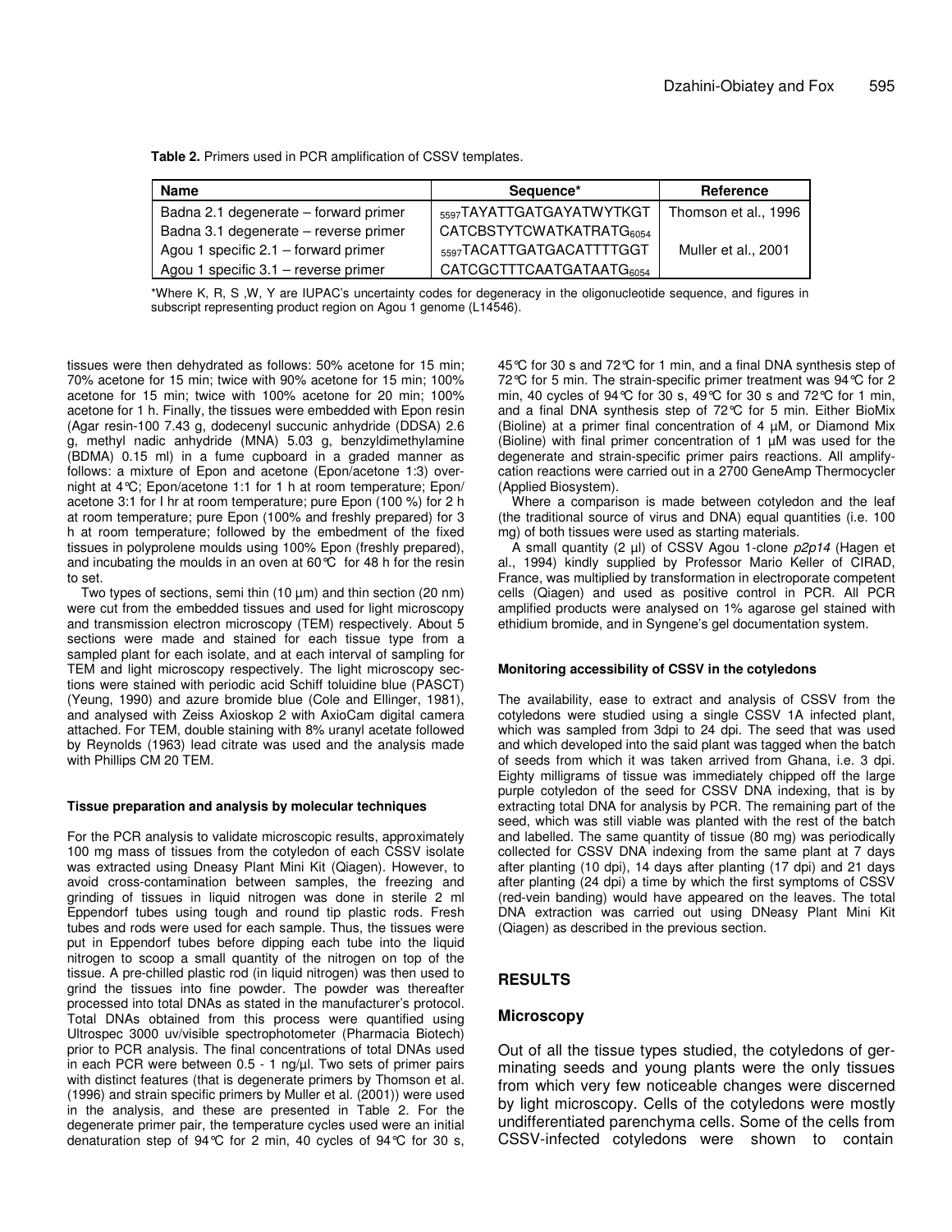**Table 2.** Primers used in PCR amplification of CSSV templates.

| Name | Sequence* | Reference |
|---|---|---|
| Badna 2.1 degenerate – forward primer | $_{5597}$TAYATTGATGAYATWYTKGT | Thomson et al., 1996 |
| Badna 3.1 degenerate – reverse primer | CATCBSTYTCWATKATRATG$_{6054}$ | |
| Agou 1 specific 2.1 – forward primer | $_{5597}$TACATTGATGACATTTTGGT | Muller et al., 2001 |
| Agou 1 specific 3.1 – reverse primer | CATCGCTTTCAATGATAATG$_{6054}$ | |

*Where K, R, S ,W, Y are IUPAC's uncertainty codes for degeneracy in the oligonucleotide sequence, and figures in subscript representing product region on Agou 1 genome (L14546).

tissues were then dehydrated as follows: 50% acetone for 15 min; 70% acetone for 15 min; twice with 90% acetone for 15 min; 100% acetone for 15 min; twice with 100% acetone for 20 min; 100% acetone for 1 h. Finally, the tissues were embedded with Epon resin (Agar resin-100 7.43 g, dodecenyl succunic anhydride (DDSA) 2.6 g, methyl nadic anhydride (MNA) 5.03 g, benzyldimethylamine (BDMA) 0.15 ml) in a fume cupboard in a graded manner as follows: a mixture of Epon and acetone (Epon/acetone 1:3) overnight at 4°C; Epon/acetone 1:1 for 1 h at room temperature; Epon/ acetone 3:1 for I hr at room temperature; pure Epon (100 %) for 2 h at room temperature; pure Epon (100% and freshly prepared) for 3 h at room temperature; followed by the embedment of the fixed tissues in polyprolene moulds using 100% Epon (freshly prepared), and incubating the moulds in an oven at 60°C for 48 h for the resin to set.

Two types of sections, semi thin (10 µm) and thin section (20 nm) were cut from the embedded tissues and used for light microscopy and transmission electron microscopy (TEM) respectively. About 5 sections were made and stained for each tissue type from a sampled plant for each isolate, and at each interval of sampling for TEM and light microscopy respectively. The light microscopy sections were stained with periodic acid Schiff toluidine blue (PASCT) (Yeung, 1990) and azure bromide blue (Cole and Ellinger, 1981), and analysed with Zeiss Axioskop 2 with AxioCam digital camera attached. For TEM, double staining with 8% uranyl acetate followed by Reynolds (1963) lead citrate was used and the analysis made with Phillips CM 20 TEM.

#### Tissue preparation and analysis by molecular techniques

For the PCR analysis to validate microscopic results, approximately 100 mg mass of tissues from the cotyledon of each CSSV isolate was extracted using Dneasy Plant Mini Kit (Qiagen). However, to avoid cross-contamination between samples, the freezing and grinding of tissues in liquid nitrogen was done in sterile 2 ml Eppendorf tubes using tough and round tip plastic rods. Fresh tubes and rods were used for each sample. Thus, the tissues were put in Eppendorf tubes before dipping each tube into the liquid nitrogen to scoop a small quantity of the nitrogen on top of the tissue. A pre-chilled plastic rod (in liquid nitrogen) was then used to grind the tissues into fine powder. The powder was thereafter processed into total DNAs as stated in the manufacturer's protocol. Total DNAs obtained from this process were quantified using Ultrospec 3000 uv/visible spectrophotometer (Pharmacia Biotech) prior to PCR analysis. The final concentrations of total DNAs used in each PCR were between 0.5 - 1 ng/µl. Two sets of primer pairs with distinct features (that is degenerate primers by Thomson et al. (1996) and strain specific primers by Muller et al. (2001)) were used in the analysis, and these are presented in Table 2. For the degenerate primer pair, the temperature cycles used were an initial denaturation step of 94°C for 2 min, 40 cycles of 94°C for 30 s, 45°C for 30 s and 72°C for 1 min, and a final DNA synthesis step of 72°C for 5 min. The strain-specific primer treatment was 94°C for 2 min, 40 cycles of 94°C for 30 s, 49°C for 30 s and 72°C for 1 min, and a final DNA synthesis step of 72°C for 5 min. Either BioMix (Bioline) at a primer final concentration of 4 µM, or Diamond Mix (Bioline) with final primer concentration of 1 µM was used for the degenerate and strain-specific primer pairs reactions. All amplifycation reactions were carried out in a 2700 GeneAmp Thermocycler (Applied Biosystem).

Where a comparison is made between cotyledon and the leaf (the traditional source of virus and DNA) equal quantities (i.e. 100 mg) of both tissues were used as starting materials.

A small quantity (2 µl) of CSSV Agou 1-clone *p2p14* (Hagen et al., 1994) kindly supplied by Professor Mario Keller of CIRAD, France, was multiplied by transformation in electroporate competent cells (Qiagen) and used as positive control in PCR. All PCR amplified products were analysed on 1% agarose gel stained with ethidium bromide, and in Syngene's gel documentation system.

#### Monitoring accessibility of CSSV in the cotyledons

The availability, ease to extract and analysis of CSSV from the cotyledons were studied using a single CSSV 1A infected plant, which was sampled from 3dpi to 24 dpi. The seed that was used and which developed into the said plant was tagged when the batch of seeds from which it was taken arrived from Ghana, i.e. 3 dpi. Eighty milligrams of tissue was immediately chipped off the large purple cotyledon of the seed for CSSV DNA indexing, that is by extracting total DNA for analysis by PCR. The remaining part of the seed, which was still viable was planted with the rest of the batch and labelled. The same quantity of tissue (80 mg) was periodically collected for CSSV DNA indexing from the same plant at 7 days after planting (10 dpi), 14 days after planting (17 dpi) and 21 days after planting (24 dpi) a time by which the first symptoms of CSSV (red-vein banding) would have appeared on the leaves. The total DNA extraction was carried out using DNeasy Plant Mini Kit (Qiagen) as described in the previous section.

## RESULTS

### Microscopy

Out of all the tissue types studied, the cotyledons of germinating seeds and young plants were the only tissues from which very few noticeable changes were discerned by light microscopy. Cells of the cotyledons were mostly undifferentiated parenchyma cells. Some of the cells from CSSV-infected cotyledons were shown to contain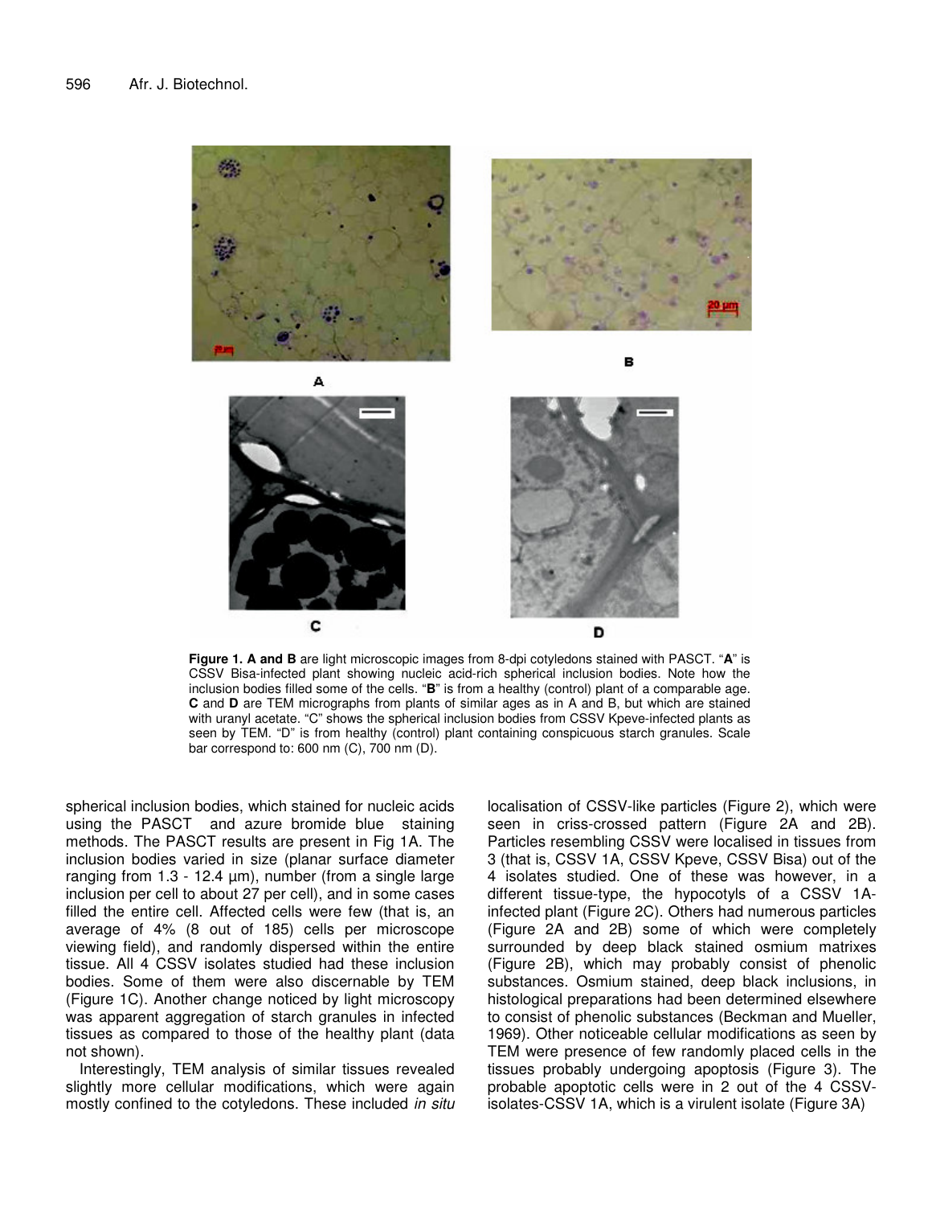**Figure 1. A and B** are light microscopic images from 8-dpi cotyledons stained with PASCT. "**A**" is CSSV Bisa-infected plant showing nucleic acid-rich spherical inclusion bodies. Note how the inclusion bodies filled some of the cells. "**B**" is from a healthy (control) plant of a comparable age. **C** and **D** are TEM micrographs from plants of similar ages as in A and B, but which are stained with uranyl acetate. "C" shows the spherical inclusion bodies from CSSV Kpeve-infected plants as seen by TEM. "D" is from healthy (control) plant containing conspicuous starch granules. Scale bar correspond to: 600 nm (C), 700 nm (D).

spherical inclusion bodies, which stained for nucleic acids using the PASCT and azure bromide blue staining methods. The PASCT results are present in Fig 1A. The inclusion bodies varied in size (planar surface diameter ranging from 1.3 - 12.4 µm), number (from a single large inclusion per cell to about 27 per cell), and in some cases filled the entire cell. Affected cells were few (that is, an average of 4% (8 out of 185) cells per microscope viewing field), and randomly dispersed within the entire tissue. All 4 CSSV isolates studied had these inclusion bodies. Some of them were also discernable by TEM (Figure 1C). Another change noticed by light microscopy was apparent aggregation of starch granules in infected tissues as compared to those of the healthy plant (data not shown).

Interestingly, TEM analysis of similar tissues revealed slightly more cellular modifications, which were again mostly confined to the cotyledons. These included *in situ* localisation of CSSV-like particles (Figure 2), which were seen in criss-crossed pattern (Figure 2A and 2B). Particles resembling CSSV were localised in tissues from 3 (that is, CSSV 1A, CSSV Kpeve, CSSV Bisa) out of the 4 isolates studied. One of these was however, in a different tissue-type, the hypocotyls of a CSSV 1A-infected plant (Figure 2C). Others had numerous particles (Figure 2A and 2B) some of which were completely surrounded by deep black stained osmium matrixes (Figure 2B), which may probably consist of phenolic substances. Osmium stained, deep black inclusions, in histological preparations had been determined elsewhere to consist of phenolic substances (Beckman and Mueller, 1969). Other noticeable cellular modifications as seen by TEM were presence of few randomly placed cells in the tissues probably undergoing apoptosis (Figure 3). The probable apoptotic cells were in 2 out of the 4 CSSV-isolates-CSSV 1A, which is a virulent isolate (Figure 3A)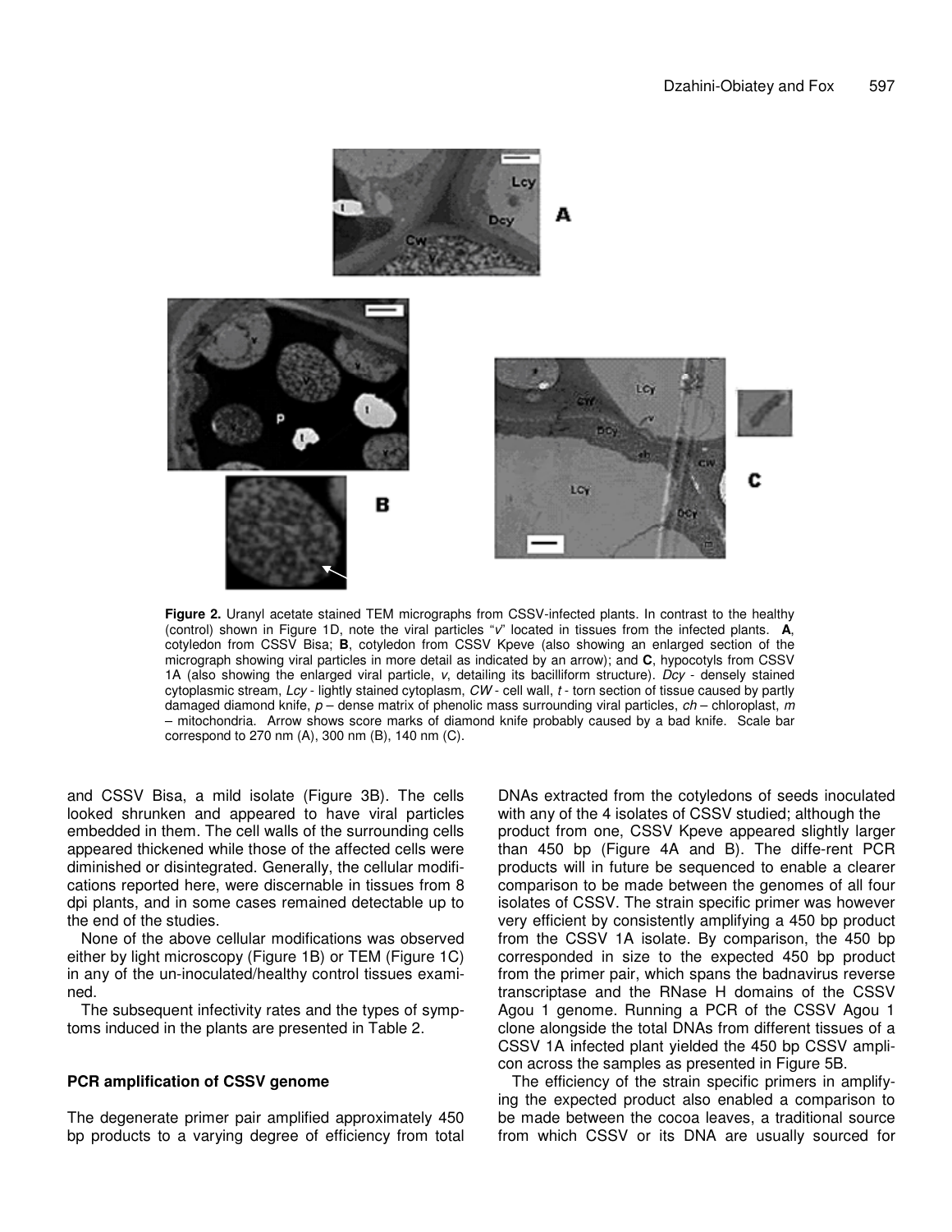**Figure 2.** Uranyl acetate stained TEM micrographs from CSSV-infected plants. In contrast to the healthy (control) shown in Figure 1D, note the viral particles "*v*" located in tissues from the infected plants. **A**, cotyledon from CSSV Bisa; **B**, cotyledon from CSSV Kpeve (also showing an enlarged section of the micrograph showing viral particles in more detail as indicated by an arrow); and **C**, hypocotyls from CSSV 1A (also showing the enlarged viral particle, *v*, detailing its bacilliform structure). *Dcy* - densely stained cytoplasmic stream, *Lcy* - lightly stained cytoplasm, *CW* - cell wall, *t* - torn section of tissue caused by partly damaged diamond knife, *p* – dense matrix of phenolic mass surrounding viral particles, *ch* – chloroplast, *m* – mitochondria. Arrow shows score marks of diamond knife probably caused by a bad knife. Scale bar correspond to 270 nm (A), 300 nm (B), 140 nm (C).

and CSSV Bisa, a mild isolate (Figure 3B). The cells looked shrunken and appeared to have viral particles embedded in them. The cell walls of the surrounding cells appeared thickened while those of the affected cells were diminished or disintegrated. Generally, the cellular modifications reported here, were discernable in tissues from 8 dpi plants, and in some cases remained detectable up to the end of the studies.

None of the above cellular modifications was observed either by light microscopy (Figure 1B) or TEM (Figure 1C) in any of the un-inoculated/healthy control tissues examined.

The subsequent infectivity rates and the types of symptoms induced in the plants are presented in Table 2.

### PCR amplification of CSSV genome

The degenerate primer pair amplified approximately 450 bp products to a varying degree of efficiency from total DNAs extracted from the cotyledons of seeds inoculated with any of the 4 isolates of CSSV studied; although the product from one, CSSV Kpeve appeared slightly larger than 450 bp (Figure 4A and B). The diffe-rent PCR products will in future be sequenced to enable a clearer comparison to be made between the genomes of all four isolates of CSSV. The strain specific primer was however very efficient by consistently amplifying a 450 bp product from the CSSV 1A isolate. By comparison, the 450 bp corresponded in size to the expected 450 bp product from the primer pair, which spans the badnavirus reverse transcriptase and the RNase H domains of the CSSV Agou 1 genome. Running a PCR of the CSSV Agou 1 clone alongside the total DNAs from different tissues of a CSSV 1A infected plant yielded the 450 bp CSSV amplicon across the samples as presented in Figure 5B.

The efficiency of the strain specific primers in amplifying the expected product also enabled a comparison to be made between the cocoa leaves, a traditional source from which CSSV or its DNA are usually sourced for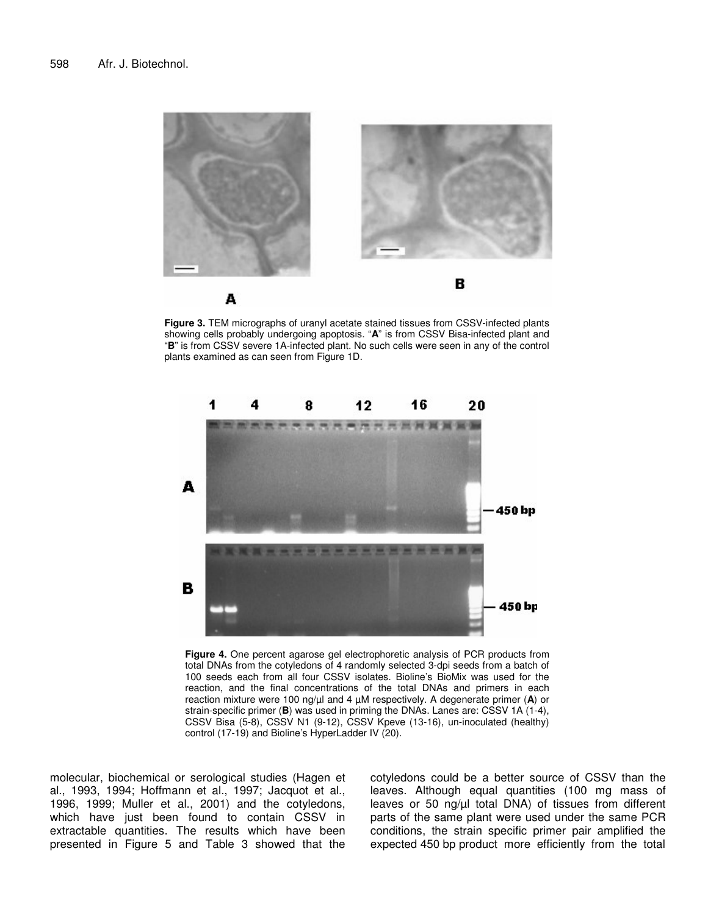**Figure 3.** TEM micrographs of uranyl acetate stained tissues from CSSV-infected plants showing cells probably undergoing apoptosis. "**A**" is from CSSV Bisa-infected plant and "**B**" is from CSSV severe 1A-infected plant. No such cells were seen in any of the control plants examined as can seen from Figure 1D.

**Figure 4.** One percent agarose gel electrophoretic analysis of PCR products from total DNAs from the cotyledons of 4 randomly selected 3-dpi seeds from a batch of 100 seeds each from all four CSSV isolates. Bioline's BioMix was used for the reaction, and the final concentrations of the total DNAs and primers in each reaction mixture were 100 ng/µl and 4 µM respectively. A degenerate primer (**A**) or strain-specific primer (**B**) was used in priming the DNAs. Lanes are: CSSV 1A (1-4), CSSV Bisa (5-8), CSSV N1 (9-12), CSSV Kpeve (13-16), un-inoculated (healthy) control (17-19) and Bioline's HyperLadder IV (20).

molecular, biochemical or serological studies (Hagen et al., 1993, 1994; Hoffmann et al., 1997; Jacquot et al., 1996, 1999; Muller et al., 2001) and the cotyledons, which have just been found to contain CSSV in extractable quantities. The results which have been presented in Figure 5 and Table 3 showed that the cotyledons could be a better source of CSSV than the leaves. Although equal quantities (100 mg mass of leaves or 50 ng/µl total DNA) of tissues from different parts of the same plant were used under the same PCR conditions, the strain specific primer pair amplified the expected 450 bp product more efficiently from the total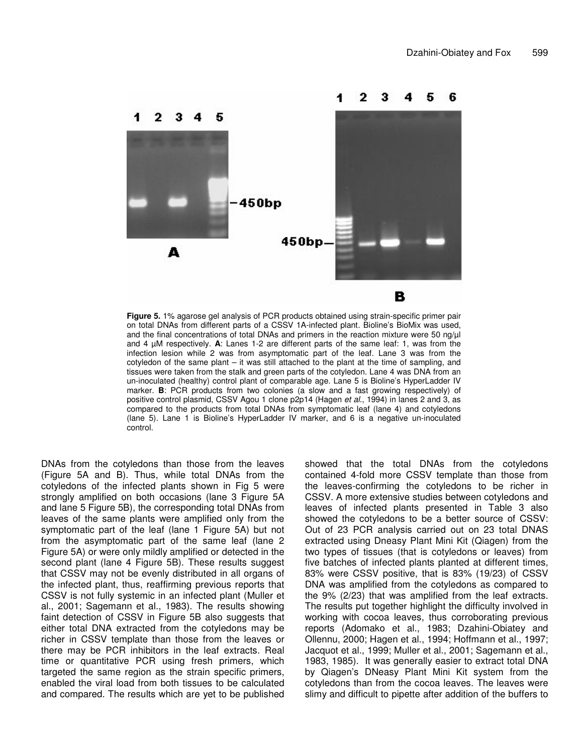**Figure 5.** 1% agarose gel analysis of PCR products obtained using strain-specific primer pair on total DNAs from different parts of a CSSV 1A-infected plant. Bioline's BioMix was used, and the final concentrations of total DNAs and primers in the reaction mixture were 50 ng/µl and 4 µM respectively. **A**: Lanes 1-2 are different parts of the same leaf: 1, was from the infection lesion while 2 was from asymptomatic part of the leaf. Lane 3 was from the cotyledon of the same plant – it was still attached to the plant at the time of sampling, and tissues were taken from the stalk and green parts of the cotyledon. Lane 4 was DNA from an un-inoculated (healthy) control plant of comparable age. Lane 5 is Bioline's HyperLadder IV marker. **B**: PCR products from two colonies (a slow and a fast growing respectively) of positive control plasmid, CSSV Agou 1 clone p2p14 (Hagen *et al.*, 1994) in lanes 2 and 3, as compared to the products from total DNAs from symptomatic leaf (lane 4) and cotyledons (lane 5). Lane 1 is Bioline's HyperLadder IV marker, and 6 is a negative un-inoculated control.

DNAs from the cotyledons than those from the leaves (Figure 5A and B). Thus, while total DNAs from the cotyledons of the infected plants shown in Fig 5 were strongly amplified on both occasions (lane 3 Figure 5A and lane 5 Figure 5B), the corresponding total DNAs from leaves of the same plants were amplified only from the symptomatic part of the leaf (lane 1 Figure 5A) but not from the asymptomatic part of the same leaf (lane 2 Figure 5A) or were only mildly amplified or detected in the second plant (lane 4 Figure 5B). These results suggest that CSSV may not be evenly distributed in all organs of the infected plant, thus, reaffirming previous reports that CSSV is not fully systemic in an infected plant (Muller et al., 2001; Sagemann et al., 1983). The results showing faint detection of CSSV in Figure 5B also suggests that either total DNA extracted from the cotyledons may be richer in CSSV template than those from the leaves or there may be PCR inhibitors in the leaf extracts. Real time or quantitative PCR using fresh primers, which targeted the same region as the strain specific primers, enabled the viral load from both tissues to be calculated and compared. The results which are yet to be published showed that the total DNAs from the cotyledons contained 4-fold more CSSV template than those from the leaves-confirming the cotyledons to be richer in CSSV. A more extensive studies between cotyledons and leaves of infected plants presented in Table 3 also showed the cotyledons to be a better source of CSSV: Out of 23 PCR analysis carried out on 23 total DNAS extracted using Dneasy Plant Mini Kit (Qiagen) from the two types of tissues (that is cotyledons or leaves) from five batches of infected plants planted at different times, 83% were CSSV positive, that is 83% (19/23) of CSSV DNA was amplified from the cotyledons as compared to the 9% (2/23) that was amplified from the leaf extracts. The results put together highlight the difficulty involved in working with cocoa leaves, thus corroborating previous reports (Adomako et al., 1983; Dzahini-Obiatey and Ollennu, 2000; Hagen et al., 1994; Hoffmann et al., 1997; Jacquot et al., 1999; Muller et al., 2001; Sagemann et al., 1983, 1985). It was generally easier to extract total DNA by Qiagen's DNeasy Plant Mini Kit system from the cotyledons than from the cocoa leaves. The leaves were slimy and difficult to pipette after addition of the buffers to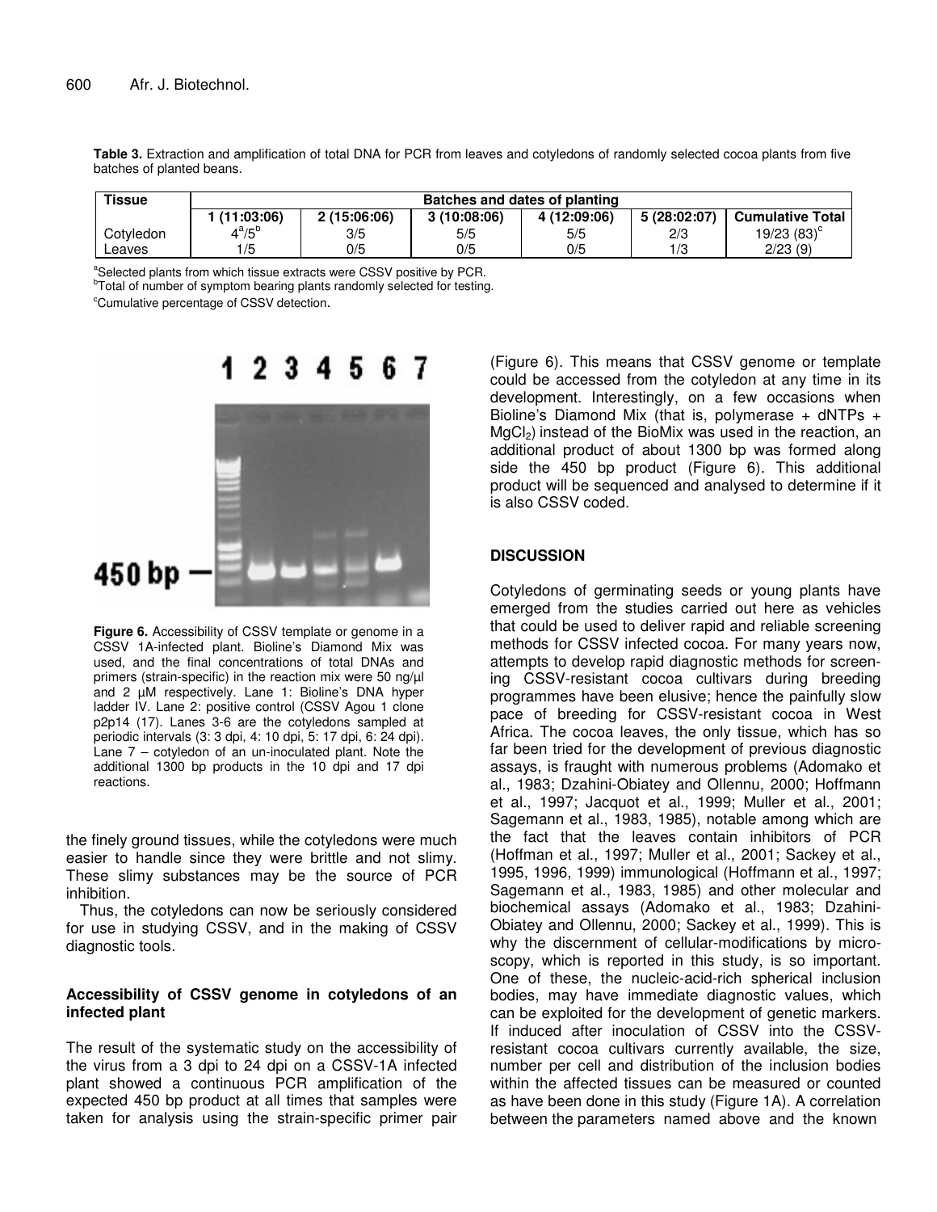**Table 3.** Extraction and amplification of total DNA for PCR from leaves and cotyledons of randomly selected cocoa plants from five batches of planted beans.

| Tissue | Batches and dates of planting | | | | | |
|---|---|---|---|---|---|---|
| | 1 (11:03:06) | 2 (15:06:06) | 3 (10:08:06) | 4 (12:09:06) | 5 (28:02:07) | Cumulative Total |
| Cotyledon | 4[a]/5[b] | 3/5 | 5/5 | 5/5 | 2/3 | 19/23 (83)[c] |
| Leaves | 1/5 | 0/5 | 0/5 | 0/5 | 1/3 | 2/23 (9) |

[a]Selected plants from which tissue extracts were CSSV positive by PCR.

[b]Total of number of symptom bearing plants randomly selected for testing.

[c]Cumulative percentage of CSSV detection.

**Figure 6.** Accessibility of CSSV template or genome in a CSSV 1A-infected plant. Bioline's Diamond Mix was used, and the final concentrations of total DNAs and primers (strain-specific) in the reaction mix were 50 ng/µl and 2 µM respectively. Lane 1: Bioline's DNA hyper ladder IV. Lane 2: positive control (CSSV Agou 1 clone p2p14 (17). Lanes 3-6 are the cotyledons sampled at periodic intervals (3: 3 dpi, 4: 10 dpi, 5: 17 dpi, 6: 24 dpi). Lane 7 – cotyledon of an un-inoculated plant. Note the additional 1300 bp products in the 10 dpi and 17 dpi reactions.

the finely ground tissues, while the cotyledons were much easier to handle since they were brittle and not slimy. These slimy substances may be the source of PCR inhibition.

Thus, the cotyledons can now be seriously considered for use in studying CSSV, and in the making of CSSV diagnostic tools.

### Accessibility of CSSV genome in cotyledons of an infected plant

The result of the systematic study on the accessibility of the virus from a 3 dpi to 24 dpi on a CSSV-1A infected plant showed a continuous PCR amplification of the expected 450 bp product at all times that samples were taken for analysis using the strain-specific primer pair (Figure 6). This means that CSSV genome or template could be accessed from the cotyledon at any time in its development. Interestingly, on a few occasions when Bioline's Diamond Mix (that is, polymerase + dNTPs + $MgCl_2$) instead of the BioMix was used in the reaction, an additional product of about 1300 bp was formed along side the 450 bp product (Figure 6). This additional product will be sequenced and analysed to determine if it is also CSSV coded.

## DISCUSSION

Cotyledons of germinating seeds or young plants have emerged from the studies carried out here as vehicles that could be used to deliver rapid and reliable screening methods for CSSV infected cocoa. For many years now, attempts to develop rapid diagnostic methods for screening CSSV-resistant cocoa cultivars during breeding programmes have been elusive; hence the painfully slow pace of breeding for CSSV-resistant cocoa in West Africa. The cocoa leaves, the only tissue, which has so far been tried for the development of previous diagnostic assays, is fraught with numerous problems (Adomako et al., 1983; Dzahini-Obiatey and Ollennu, 2000; Hoffmann et al., 1997; Jacquot et al., 1999; Muller et al., 2001; Sagemann et al., 1983, 1985), notable among which are the fact that the leaves contain inhibitors of PCR (Hoffman et al., 1997; Muller et al., 2001; Sackey et al., 1995, 1996, 1999) immunological (Hoffmann et al., 1997; Sagemann et al., 1983, 1985) and other molecular and biochemical assays (Adomako et al., 1983; Dzahini-Obiatey and Ollennu, 2000; Sackey et al., 1999). This is why the discernment of cellular-modifications by microscopy, which is reported in this study, is so important. One of these, the nucleic-acid-rich spherical inclusion bodies, may have immediate diagnostic values, which can be exploited for the development of genetic markers. If induced after inoculation of CSSV into the CSSV-resistant cocoa cultivars currently available, the size, number per cell and distribution of the inclusion bodies within the affected tissues can be measured or counted as have been done in this study (Figure 1A). A correlation between the parameters named above and the known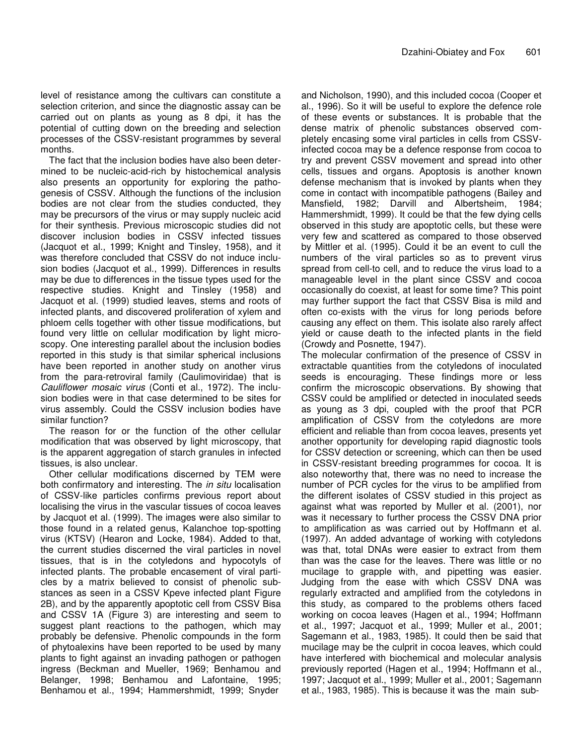level of resistance among the cultivars can constitute a selection criterion, and since the diagnostic assay can be carried out on plants as young as 8 dpi, it has the potential of cutting down on the breeding and selection processes of the CSSV-resistant programmes by several months.

The fact that the inclusion bodies have also been determined to be nucleic-acid-rich by histochemical analysis also presents an opportunity for exploring the pathogenesis of CSSV. Although the functions of the inclusion bodies are not clear from the studies conducted, they may be precursors of the virus or may supply nucleic acid for their synthesis. Previous microscopic studies did not discover inclusion bodies in CSSV infected tissues (Jacquot et al., 1999; Knight and Tinsley, 1958), and it was therefore concluded that CSSV do not induce inclusion bodies (Jacquot et al., 1999). Differences in results may be due to differences in the tissue types used for the respective studies. Knight and Tinsley (1958) and Jacquot et al. (1999) studied leaves, stems and roots of infected plants, and discovered proliferation of xylem and phloem cells together with other tissue modifications, but found very little on cellular modification by light microscopy. One interesting parallel about the inclusion bodies reported in this study is that similar spherical inclusions have been reported in another study on another virus from the para-retroviral family (Caulimoviridae) that is *Cauliflower mosaic virus* (Conti et al., 1972). The inclusion bodies were in that case determined to be sites for virus assembly. Could the CSSV inclusion bodies have similar function?

The reason for or the function of the other cellular modification that was observed by light microscopy, that is the apparent aggregation of starch granules in infected tissues, is also unclear.

Other cellular modifications discerned by TEM were both confirmatory and interesting. The *in situ* localisation of CSSV-like particles confirms previous report about localising the virus in the vascular tissues of cocoa leaves by Jacquot et al. (1999). The images were also similar to those found in a related genus, Kalanchoe top-spotting virus (KTSV) (Hearon and Locke, 1984). Added to that, the current studies discerned the viral particles in novel tissues, that is in the cotyledons and hypocotyls of infected plants. The probable encasement of viral particles by a matrix believed to consist of phenolic substances as seen in a CSSV Kpeve infected plant Figure 2B), and by the apparently apoptotic cell from CSSV Bisa and CSSV 1A (Figure 3) are interesting and seem to suggest plant reactions to the pathogen, which may probably be defensive. Phenolic compounds in the form of phytoalexins have been reported to be used by many plants to fight against an invading pathogen or pathogen ingress (Beckman and Mueller, 1969; Benhamou and Belanger, 1998; Benhamou and Lafontaine, 1995; Benhamou et al., 1994; Hammershmidt, 1999; Snyder and Nicholson, 1990), and this included cocoa (Cooper et al., 1996). So it will be useful to explore the defence role of these events or substances. It is probable that the dense matrix of phenolic substances observed completely encasing some viral particles in cells from CSSV-infected cocoa may be a defence response from cocoa to try and prevent CSSV movement and spread into other cells, tissues and organs. Apoptosis is another known defense mechanism that is invoked by plants when they come in contact with incompatible pathogens (Bailey and Mansfield, 1982; Darvill and Albertsheim, 1984; Hammershmidt, 1999). It could be that the few dying cells observed in this study are apoptotic cells, but these were very few and scattered as compared to those observed by Mittler et al. (1995). Could it be an event to cull the numbers of the viral particles so as to prevent virus spread from cell-to cell, and to reduce the virus load to a manageable level in the plant since CSSV and cocoa occasionally do coexist, at least for some time? This point may further support the fact that CSSV Bisa is mild and often co-exists with the virus for long periods before causing any effect on them. This isolate also rarely affect yield or cause death to the infected plants in the field (Crowdy and Posnette, 1947).

The molecular confirmation of the presence of CSSV in extractable quantities from the cotyledons of inoculated seeds is encouraging. These findings more or less confirm the microscopic observations. By showing that CSSV could be amplified or detected in inoculated seeds as young as 3 dpi, coupled with the proof that PCR amplification of CSSV from the cotyledons are more efficient and reliable than from cocoa leaves, presents yet another opportunity for developing rapid diagnostic tools for CSSV detection or screening, which can then be used in CSSV-resistant breeding programmes for cocoa. It is also noteworthy that, there was no need to increase the number of PCR cycles for the virus to be amplified from the different isolates of CSSV studied in this project as against what was reported by Muller et al. (2001), nor was it necessary to further process the CSSV DNA prior to amplification as was carried out by Hoffmann et al. (1997). An added advantage of working with cotyledons was that, total DNAs were easier to extract from them than was the case for the leaves. There was little or no mucilage to grapple with, and pipetting was easier. Judging from the ease with which CSSV DNA was regularly extracted and amplified from the cotyledons in this study, as compared to the problems others faced working on cocoa leaves (Hagen et al., 1994; Hoffmann et al., 1997; Jacquot et al., 1999; Muller et al., 2001; Sagemann et al., 1983, 1985). It could then be said that mucilage may be the culprit in cocoa leaves, which could have interfered with biochemical and molecular analysis previously reported (Hagen et al., 1994; Hoffmann et al., 1997; Jacquot et al., 1999; Muller et al., 2001; Sagemann et al., 1983, 1985). This is because it was the main sub-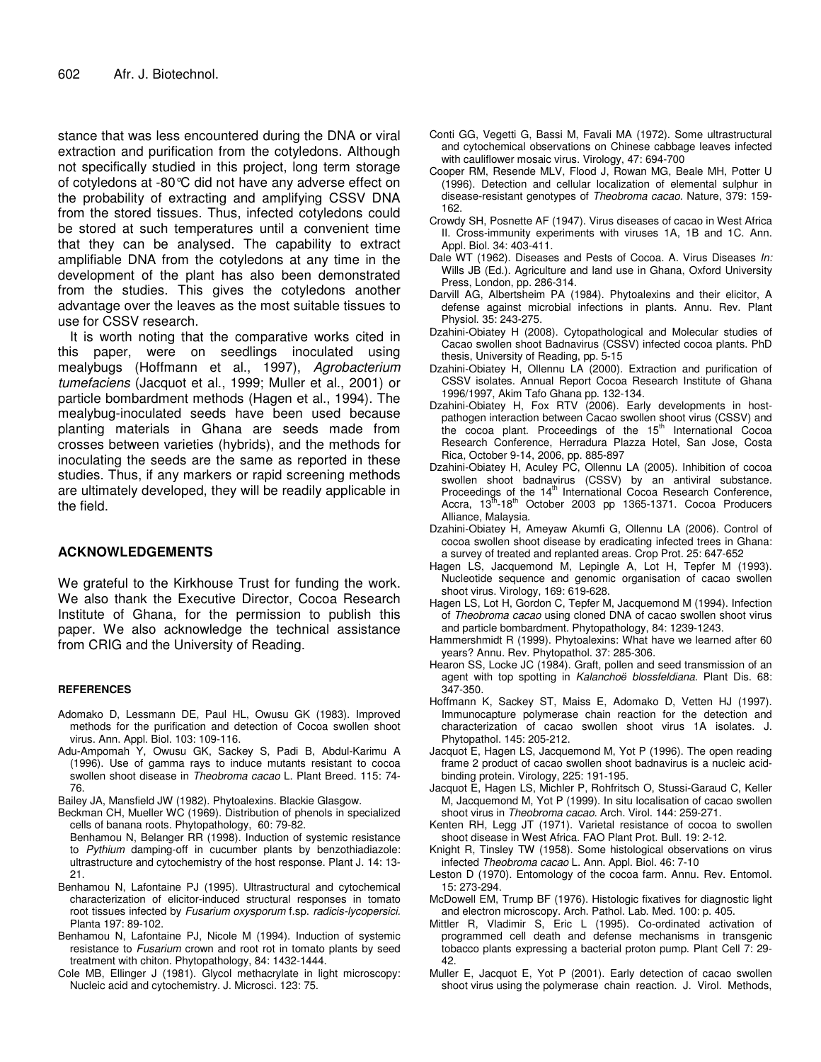stance that was less encountered during the DNA or viral extraction and purification from the cotyledons. Although not specifically studied in this project, long term storage of cotyledons at -80°C did not have any adverse effect on the probability of extracting and amplifying CSSV DNA from the stored tissues. Thus, infected cotyledons could be stored at such temperatures until a convenient time that they can be analysed. The capability to extract amplifiable DNA from the cotyledons at any time in the development of the plant has also been demonstrated from the studies. This gives the cotyledons another advantage over the leaves as the most suitable tissues to use for CSSV research.

It is worth noting that the comparative works cited in this paper, were on seedlings inoculated using mealybugs (Hoffmann et al., 1997), *Agrobacterium tumefaciens* (Jacquot et al., 1999; Muller et al., 2001) or particle bombardment methods (Hagen et al., 1994). The mealybug-inoculated seeds have been used because planting materials in Ghana are seeds made from crosses between varieties (hybrids), and the methods for inoculating the seeds are the same as reported in these studies. Thus, if any markers or rapid screening methods are ultimately developed, they will be readily applicable in the field.

## ACKNOWLEDGEMENTS

We grateful to the Kirkhouse Trust for funding the work. We also thank the Executive Director, Cocoa Research Institute of Ghana, for the permission to publish this paper. We also acknowledge the technical assistance from CRIG and the University of Reading.

## REFERENCES

Adomako D, Lessmann DE, Paul HL, Owusu GK (1983). Improved methods for the purification and detection of Cocoa swollen shoot virus. Ann. Appl. Biol. 103: 109-116.

Adu-Ampomah Y, Owusu GK, Sackey S, Padi B, Abdul-Karimu A (1996). Use of gamma rays to induce mutants resistant to cocoa swollen shoot disease in *Theobroma cacao* L. Plant Breed. 115: 74-76.

Bailey JA, Mansfield JW (1982). Phytoalexins. Blackie Glasgow.

Beckman CH, Mueller WC (1969). Distribution of phenols in specialized cells of banana roots. Phytopathology, 60: 79-82.

Benhamou N, Belanger RR (1998). Induction of systemic resistance to *Pythium* damping-off in cucumber plants by benzothiadiazole: ultrastructure and cytochemistry of the host response. Plant J. 14: 13-21.

Benhamou N, Lafontaine PJ (1995). Ultrastructural and cytochemical characterization of elicitor-induced structural responses in tomato root tissues infected by *Fusarium oxysporum* f.sp. *radicis-lycopersici.* Planta 197: 89-102.

Benhamou N, Lafontaine PJ, Nicole M (1994). Induction of systemic resistance to *Fusarium* crown and root rot in tomato plants by seed treatment with chiton. Phytopathology, 84: 1432-1444.

Cole MB, Ellinger J (1981). Glycol methacrylate in light microscopy: Nucleic acid and cytochemistry. J. Microsci. 123: 75.

Conti GG, Vegetti G, Bassi M, Favali MA (1972). Some ultrastructural and cytochemical observations on Chinese cabbage leaves infected with cauliflower mosaic virus. Virology, 47: 694-700

Cooper RM, Resende MLV, Flood J, Rowan MG, Beale MH, Potter U (1996). Detection and cellular localization of elemental sulphur in disease-resistant genotypes of *Theobroma cacao.* Nature, 379: 159-162.

Crowdy SH, Posnette AF (1947). Virus diseases of cacao in West Africa II. Cross-immunity experiments with viruses 1A, 1B and 1C. Ann. Appl. Biol. 34: 403-411.

Dale WT (1962). Diseases and Pests of Cocoa. A. Virus Diseases *In:* Wills JB (Ed.). Agriculture and land use in Ghana, Oxford University Press, London, pp. 286-314.

Darvill AG, Albertsheim PA (1984). Phytoalexins and their elicitor, A defense against microbial infections in plants. Annu. Rev. Plant Physiol. 35: 243-275.

Dzahini-Obiatey H (2008). Cytopathological and Molecular studies of Cacao swollen shoot Badnavirus (CSSV) infected cocoa plants. PhD thesis, University of Reading, pp. 5-15

Dzahini-Obiatey H, Ollennu LA (2000). Extraction and purification of CSSV isolates. Annual Report Cocoa Research Institute of Ghana 1996/1997, Akim Tafo Ghana pp. 132-134.

Dzahini-Obiatey H, Fox RTV (2006). Early developments in host-pathogen interaction between Cacao swollen shoot virus (CSSV) and the cocoa plant. Proceedings of the 15th International Cocoa Research Conference, Herradura Plazza Hotel, San Jose, Costa Rica, October 9-14, 2006, pp. 885-897

Dzahini-Obiatey H, Aculey PC, Ollennu LA (2005). Inhibition of cocoa swollen shoot badnavirus (CSSV) by an antiviral substance. Proceedings of the 14th International Cocoa Research Conference, Accra, 13th-18th October 2003 pp 1365-1371. Cocoa Producers Alliance, Malaysia.

Dzahini-Obiatey H, Ameyaw Akumfi G, Ollennu LA (2006). Control of cocoa swollen shoot disease by eradicating infected trees in Ghana: a survey of treated and replanted areas. Crop Prot. 25: 647-652

Hagen LS, Jacquemond M, Lepingle A, Lot H, Tepfer M (1993). Nucleotide sequence and genomic organisation of cacao swollen shoot virus. Virology, 169: 619-628.

Hagen LS, Lot H, Gordon C, Tepfer M, Jacquemond M (1994). Infection of *Theobroma cacao* using cloned DNA of cacao swollen shoot virus and particle bombardment. Phytopathology, 84: 1239-1243.

Hammershmidt R (1999). Phytoalexins: What have we learned after 60 years? Annu. Rev. Phytopathol. 37: 285-306.

Hearon SS, Locke JC (1984). Graft, pollen and seed transmission of an agent with top spotting in *Kalanchoë blossfeldiana*. Plant Dis. 68: 347-350.

Hoffmann K, Sackey ST, Maiss E, Adomako D, Vetten HJ (1997). Immunocapture polymerase chain reaction for the detection and characterization of cacao swollen shoot virus 1A isolates. J. Phytopathol. 145: 205-212.

Jacquot E, Hagen LS, Jacquemond M, Yot P (1996). The open reading frame 2 product of cacao swollen shoot badnavirus is a nucleic acid-binding protein. Virology, 225: 191-195.

Jacquot E, Hagen LS, Michler P, Rohfritsch O, Stussi-Garaud C, Keller M, Jacquemond M, Yot P (1999). In situ localisation of cacao swollen shoot virus in *Theobroma cacao.* Arch. Virol. 144: 259-271.

Kenten RH, Legg JT (1971). Varietal resistance of cocoa to swollen shoot disease in West Africa. FAO Plant Prot. Bull. 19: 2-12.

Knight R, Tinsley TW (1958). Some histological observations on virus infected *Theobroma cacao* L. Ann. Appl. Biol. 46: 7-10

Leston D (1970). Entomology of the cocoa farm. Annu. Rev. Entomol. 15: 273-294.

McDowell EM, Trump BF (1976). Histologic fixatives for diagnostic light and electron microscopy. Arch. Pathol. Lab. Med. 100: p. 405.

Mittler R, Vladimir S, Eric L (1995). Co-ordinated activation of programmed cell death and defense mechanisms in transgenic tobacco plants expressing a bacterial proton pump. Plant Cell 7: 29-42.

Muller E, Jacquot E, Yot P (2001). Early detection of cacao swollen shoot virus using the polymerase chain reaction. J. Virol. Methods,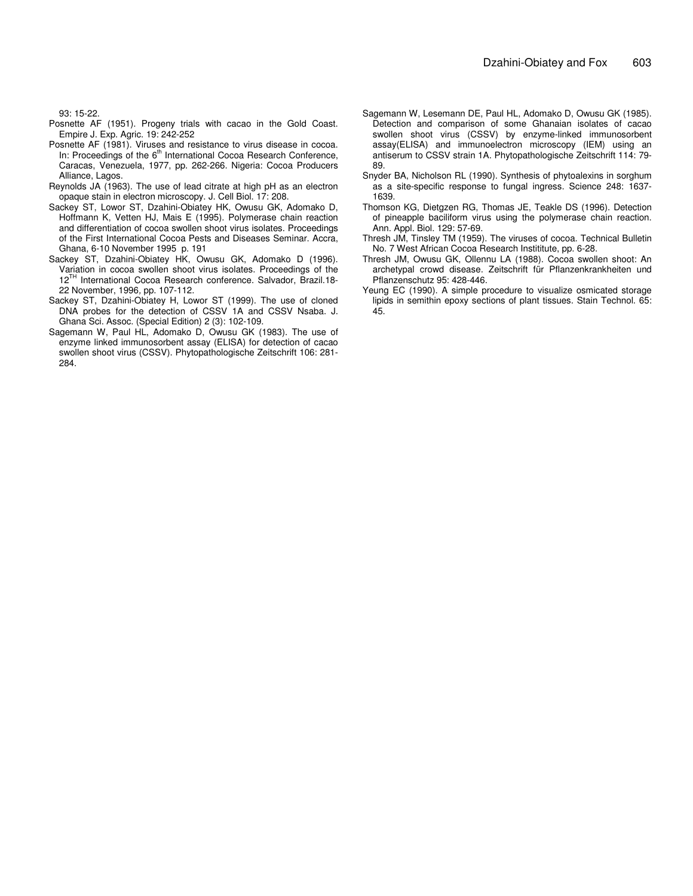93: 15-22.

Posnette AF (1951). Progeny trials with cacao in the Gold Coast. Empire J. Exp. Agric. 19: 242-252

Posnette AF (1981). Viruses and resistance to virus disease in cocoa. In: Proceedings of the 6th International Cocoa Research Conference, Caracas, Venezuela, 1977, pp. 262-266. Nigeria: Cocoa Producers Alliance, Lagos.

Reynolds JA (1963). The use of lead citrate at high pH as an electron opaque stain in electron microscopy. J. Cell Biol. 17: 208.

Sackey ST, Lowor ST, Dzahini-Obiatey HK, Owusu GK, Adomako D, Hoffmann K, Vetten HJ, Mais E (1995). Polymerase chain reaction and differentiation of cocoa swollen shoot virus isolates. Proceedings of the First International Cocoa Pests and Diseases Seminar. Accra, Ghana, 6-10 November 1995 p. 191

Sackey ST, Dzahini-Obiatey HK, Owusu GK, Adomako D (1996). Variation in cocoa swollen shoot virus isolates. Proceedings of the 12TH International Cocoa Research conference. Salvador, Brazil.18-22 November, 1996, pp. 107-112.

Sackey ST, Dzahini-Obiatey H, Lowor ST (1999). The use of cloned DNA probes for the detection of CSSV 1A and CSSV Nsaba. J. Ghana Sci. Assoc. (Special Edition) 2 (3): 102-109.

Sagemann W, Paul HL, Adomako D, Owusu GK (1983). The use of enzyme linked immunosorbent assay (ELISA) for detection of cacao swollen shoot virus (CSSV). Phytopathologische Zeitschrift 106: 281-284.

Sagemann W, Lesemann DE, Paul HL, Adomako D, Owusu GK (1985). Detection and comparison of some Ghanaian isolates of cacao swollen shoot virus (CSSV) by enzyme-linked immunosorbent assay(ELISA) and immunoelectron microscopy (IEM) using an antiserum to CSSV strain 1A. Phytopathologische Zeitschrift 114: 79-89.

Snyder BA, Nicholson RL (1990). Synthesis of phytoalexins in sorghum as a site-specific response to fungal ingress. Science 248: 1637-1639.

Thomson KG, Dietgzen RG, Thomas JE, Teakle DS (1996). Detection of pineapple baciliform virus using the polymerase chain reaction. Ann. Appl. Biol. 129: 57-69.

Thresh JM, Tinsley TM (1959). The viruses of cocoa. Technical Bulletin No. 7 West African Cocoa Research Instititute, pp. 6-28.

Thresh JM, Owusu GK, Ollennu LA (1988). Cocoa swollen shoot: An archetypal crowd disease. Zeitschrift für Pflanzenkrankheiten und Pflanzenschutz 95: 428-446.

Yeung EC (1990). A simple procedure to visualize osmicated storage lipids in semithin epoxy sections of plant tissues. Stain Technol. 65: 45.